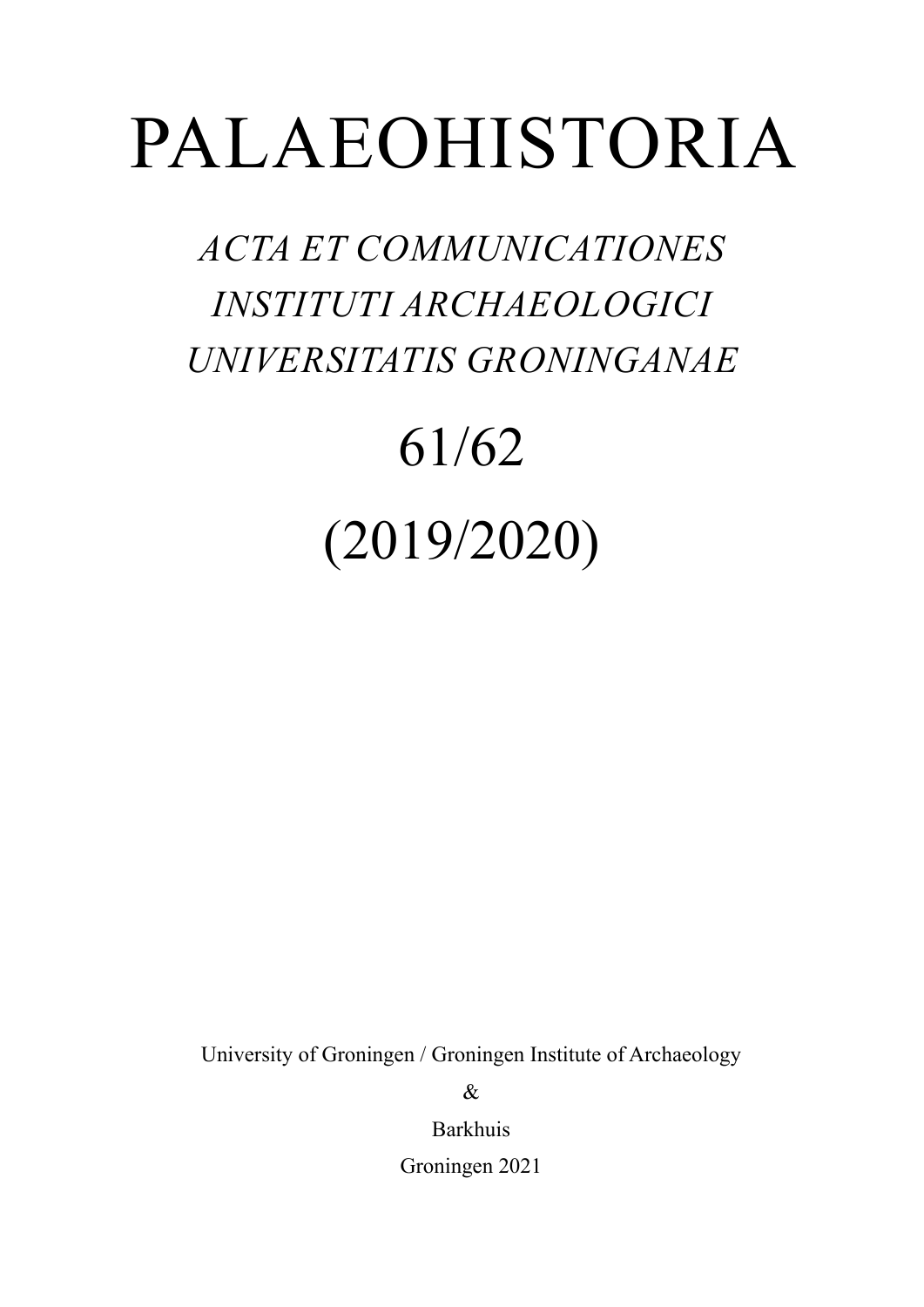# PALAEOHISTORIA

*ACTA ET COMMUNICATIONES*
*INSTITUTI ARCHAEOLOGICI*
*UNIVERSITATIS GRONINGANAE*

## 61/62

## (2019/2020)

University of Groningen / Groningen Institute of Archaeology

&

Barkhuis

Groningen 2021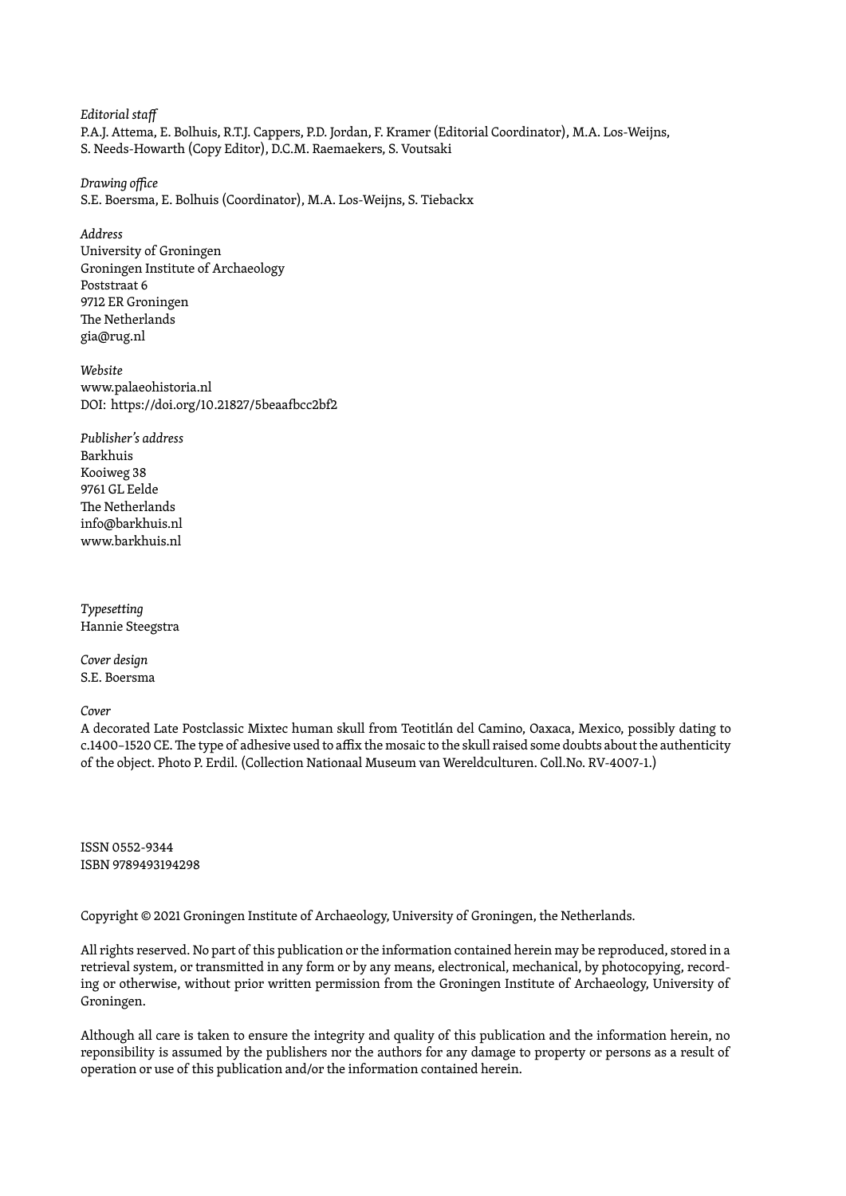*Editorial staff*
P.A.J. Attema, E. Bolhuis, R.T.J. Cappers, P.D. Jordan, F. Kramer (Editorial Coordinator), M.A. Los-Weijns, S. Needs-Howarth (Copy Editor), D.C.M. Raemaekers, S. Voutsaki

*Drawing office*
S.E. Boersma, E. Bolhuis (Coordinator), M.A. Los-Weijns, S. Tiebackx

*Address*
University of Groningen
Groningen Institute of Archaeology
Poststraat 6
9712 ER Groningen
The Netherlands
gia@rug.nl

*Website*
www.palaeohistoria.nl
DOI: https://doi.org/10.21827/5beaafbcc2bf2

*Publisher's address*
Barkhuis
Kooiweg 38
9761 GL Eelde
The Netherlands
info@barkhuis.nl
www.barkhuis.nl

*Typesetting*
Hannie Steegstra

*Cover design*
S.E. Boersma

*Cover*
A decorated Late Postclassic Mixtec human skull from Teotitlán del Camino, Oaxaca, Mexico, possibly dating to c.1400–1520 CE. The type of adhesive used to affix the mosaic to the skull raised some doubts about the authenticity of the object. Photo P. Erdil. (Collection Nationaal Museum van Wereldculturen. Coll.No. RV-4007-1.)

ISSN 0552-9344
ISBN 9789493194298

Copyright © 2021 Groningen Institute of Archaeology, University of Groningen, the Netherlands.

All rights reserved. No part of this publication or the information contained herein may be reproduced, stored in a retrieval system, or transmitted in any form or by any means, electronical, mechanical, by photocopying, recording or otherwise, without prior written permission from the Groningen Institute of Archaeology, University of Groningen.

Although all care is taken to ensure the integrity and quality of this publication and the information herein, no reponsibility is assumed by the publishers nor the authors for any damage to property or persons as a result of operation or use of this publication and/or the information contained herein.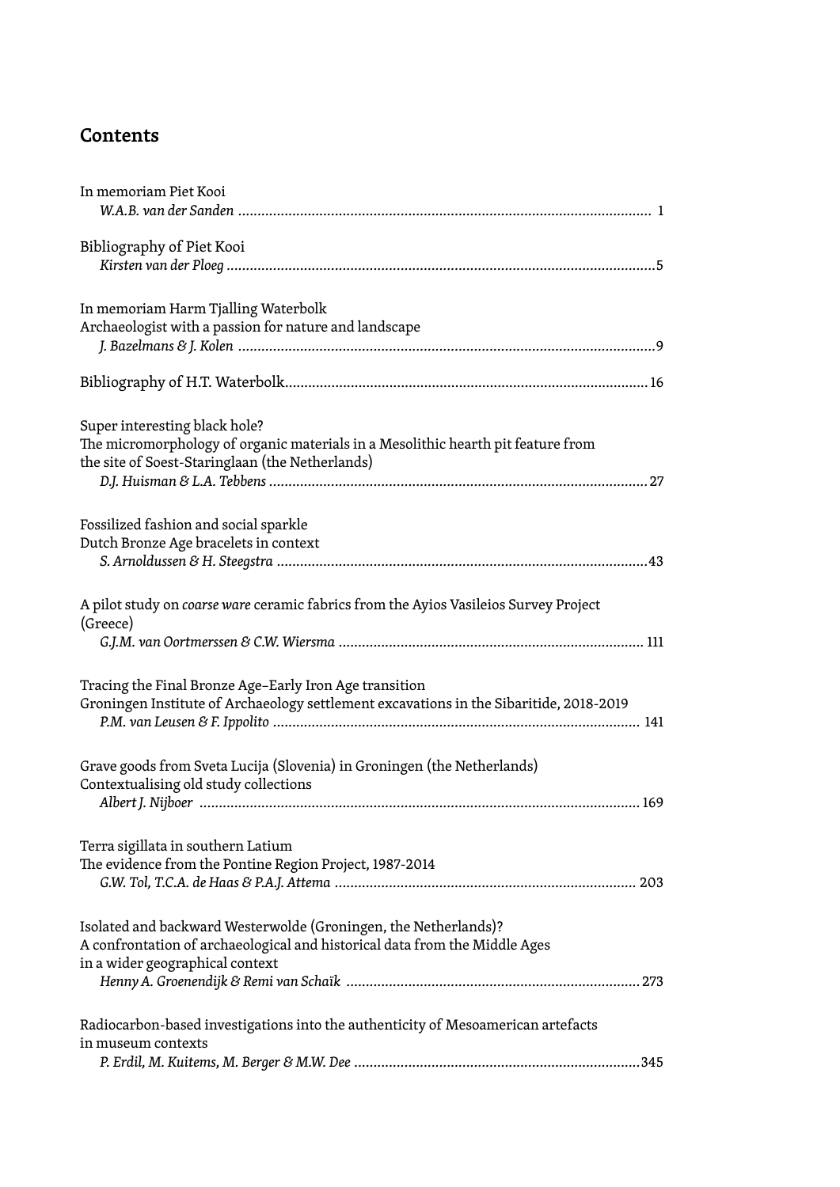## Contents

In memoriam Piet Kooi
*W.A.B. van der Sanden* ........................................................................................................ 1

Bibliography of Piet Kooi
*Kirsten van der Ploeg* ............................................................................................................5

In memoriam Harm Tjalling Waterbolk
Archaeologist with a passion for nature and landscape
*J. Bazelmans & J. Kolen* .........................................................................................................9

Bibliography of H.T. Waterbolk........................................................................................... 16

Super interesting black hole?
The micromorphology of organic materials in a Mesolithic hearth pit feature from the site of Soest-Staringlaan (the Netherlands)
*D.J. Huisman & L.A. Tebbens* ................................................................................................ 27

Fossilized fashion and social sparkle
Dutch Bronze Age bracelets in context
*S. Arnoldussen & H. Steegstra* ..............................................................................................43

A pilot study on *coarse ware* ceramic fabrics from the Ayios Vasileios Survey Project (Greece)
*G.J.M. van Oortmerssen & C.W. Wiersma* ............................................................................ 111

Tracing the Final Bronze Age–Early Iron Age transition
Groningen Institute of Archaeology settlement excavations in the Sibaritide, 2018-2019
*P.M. van Leusen & F. Ippolito* ............................................................................................ 141

Grave goods from Sveta Lucija (Slovenia) in Groningen (the Netherlands)
Contextualising old study collections
*Albert J. Nijboer* ............................................................................................................... 169

Terra sigillata in southern Latium
The evidence from the Pontine Region Project, 1987-2014
*G.W. Tol, T.C.A. de Haas & P.A.J. Attema* ............................................................................ 203

Isolated and backward Westerwolde (Groningen, the Netherlands)?
A confrontation of archaeological and historical data from the Middle Ages in a wider geographical context
*Henny A. Groenendijk & Remi van Schaïk* .......................................................................... 273

Radiocarbon-based investigations into the authenticity of Mesoamerican artefacts in museum contexts
*P. Erdil, M. Kuitems, M. Berger & M.W. Dee* ........................................................................345